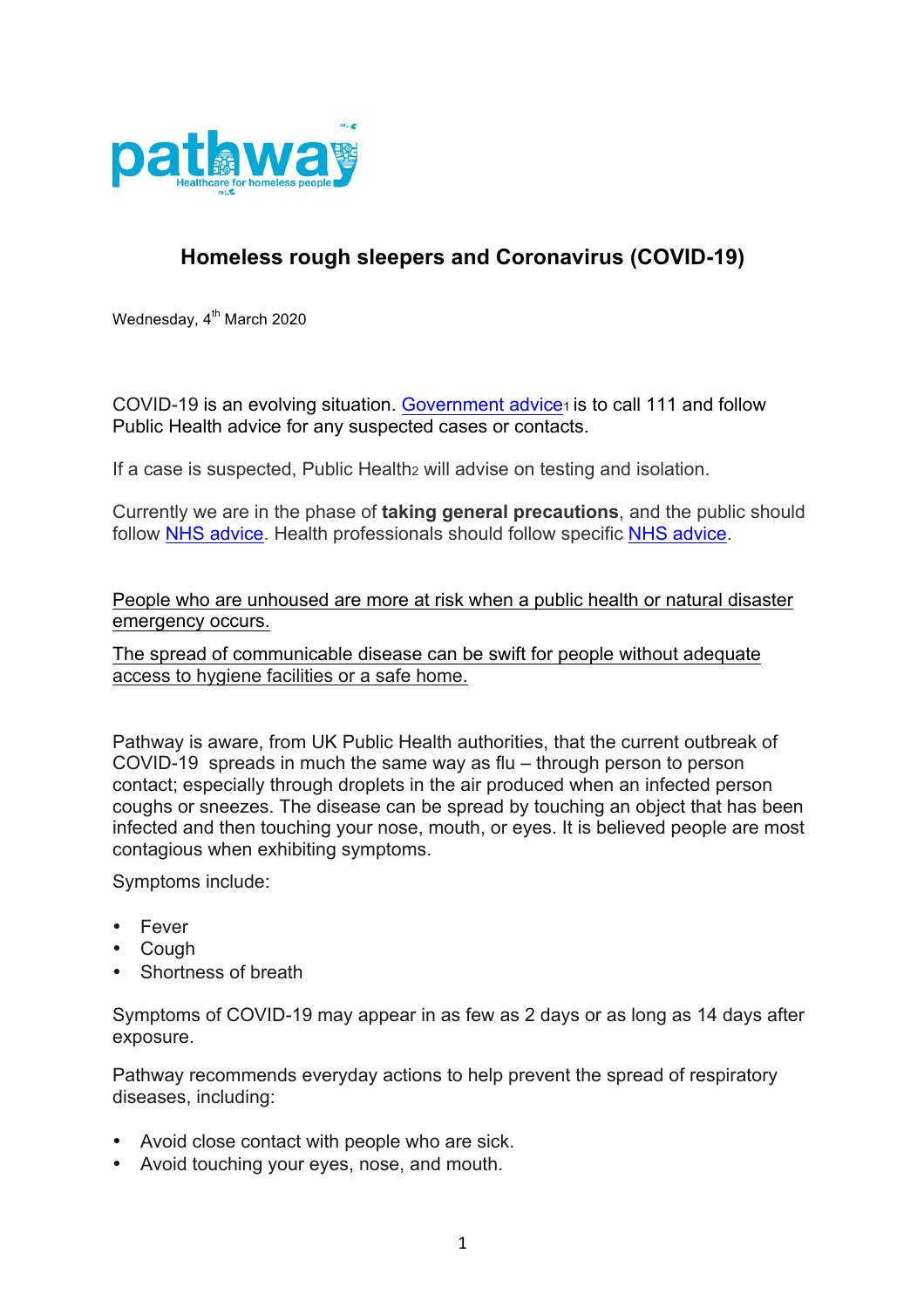pathway

Healthcare for homeless people

# Homeless rough sleepers and Coronavirus (COVID-19)

Wednesday, 4th March 2020

COVID-19 is an evolving situation. Government advice[1] is to call 111 and follow Public Health advice for any suspected cases or contacts.

If a case is suspected, Public Health[2] will advise on testing and isolation.

Currently we are in the phase of **taking general precautions**, and the public should follow NHS advice. Health professionals should follow specific NHS advice.

People who are unhoused are more at risk when a public health or natural disaster emergency occurs.

The spread of communicable disease can be swift for people without adequate access to hygiene facilities or a safe home.

Pathway is aware, from UK Public Health authorities, that the current outbreak of COVID-19 spreads in much the same way as flu – through person to person contact; especially through droplets in the air produced when an infected person coughs or sneezes. The disease can be spread by touching an object that has been infected and then touching your nose, mouth, or eyes. It is believed people are most contagious when exhibiting symptoms.

Symptoms include:

- Fever
- Cough
- Shortness of breath

Symptoms of COVID-19 may appear in as few as 2 days or as long as 14 days after exposure.

Pathway recommends everyday actions to help prevent the spread of respiratory diseases, including:

- Avoid close contact with people who are sick.
- Avoid touching your eyes, nose, and mouth.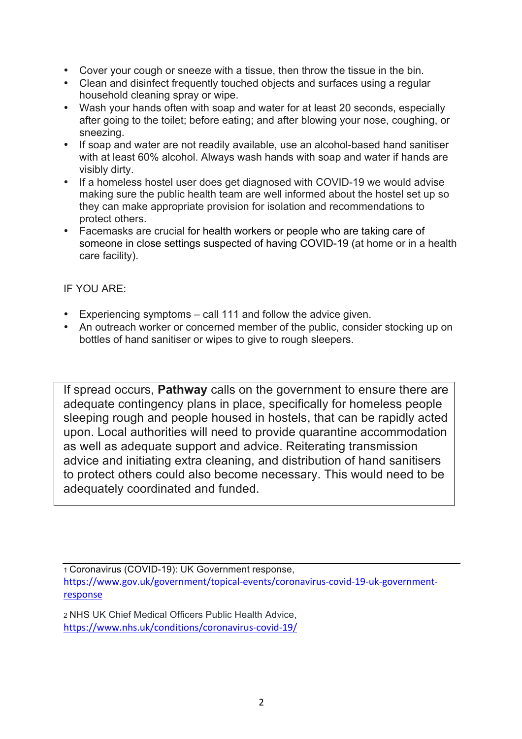- Cover your cough or sneeze with a tissue, then throw the tissue in the bin.
- Clean and disinfect frequently touched objects and surfaces using a regular household cleaning spray or wipe.
- Wash your hands often with soap and water for at least 20 seconds, especially after going to the toilet; before eating; and after blowing your nose, coughing, or sneezing.
- If soap and water are not readily available, use an alcohol-based hand sanitiser with at least 60% alcohol. Always wash hands with soap and water if hands are visibly dirty.
- If a homeless hostel user does get diagnosed with COVID-19 we would advise making sure the public health team are well informed about the hostel set up so they can make appropriate provision for isolation and recommendations to protect others.
- Facemasks are crucial for health workers or people who are taking care of someone in close settings suspected of having COVID-19 (at home or in a health care facility).

IF YOU ARE:

- Experiencing symptoms – call 111 and follow the advice given.
- An outreach worker or concerned member of the public, consider stocking up on bottles of hand sanitiser or wipes to give to rough sleepers.

If spread occurs, **Pathway** calls on the government to ensure there are adequate contingency plans in place, specifically for homeless people sleeping rough and people housed in hostels, that can be rapidly acted upon. Local authorities will need to provide quarantine accommodation as well as adequate support and advice. Reiterating transmission advice and initiating extra cleaning, and distribution of hand sanitisers to protect others could also become necessary. This would need to be adequately coordinated and funded.

---

[1] Coronavirus (COVID-19): UK Government response, https://www.gov.uk/government/topical-events/coronavirus-covid-19-uk-government-response

[2] NHS UK Chief Medical Officers Public Health Advice, https://www.nhs.uk/conditions/coronavirus-covid-19/